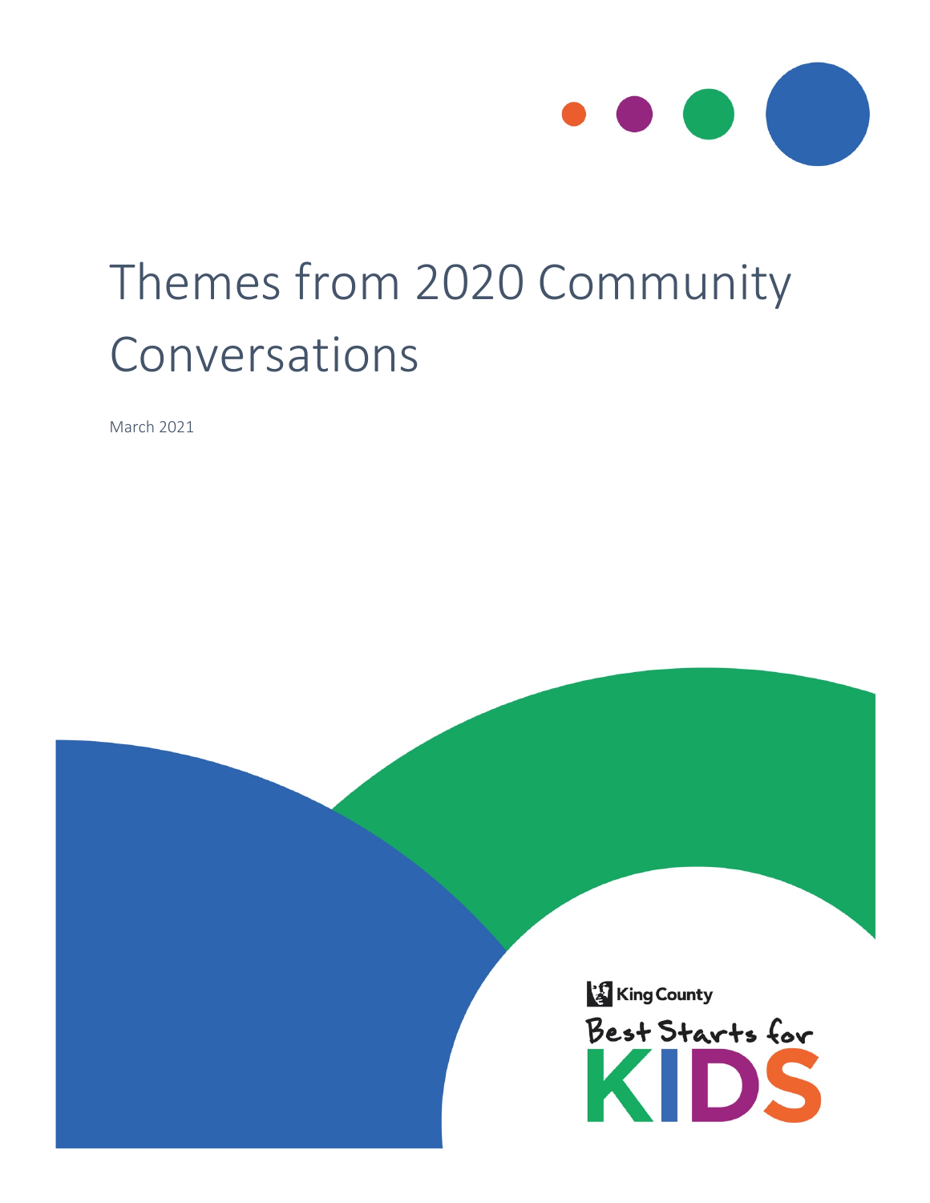# Themes from 2020 Community Conversations

March 2021

King County

Best Starts for KIDS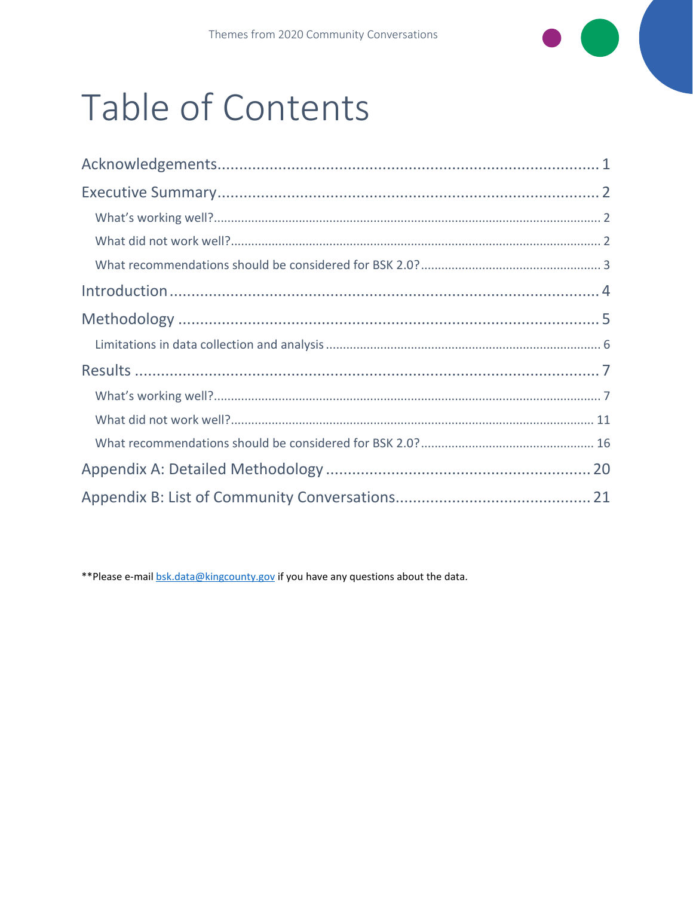# Table of Contents

Acknowledgements ..... 1

Executive Summary ..... 2

- What's working well? ..... 2
- What did not work well? ..... 2
- What recommendations should be considered for BSK 2.0? ..... 3

Introduction ..... 4

Methodology ..... 5

- Limitations in data collection and analysis ..... 6

Results ..... 7

- What's working well? ..... 7
- What did not work well? ..... 11
- What recommendations should be considered for BSK 2.0? ..... 16

Appendix A: Detailed Methodology ..... 20

Appendix B: List of Community Conversations ..... 21

**Please e-mail bsk.data@kingcounty.gov if you have any questions about the data.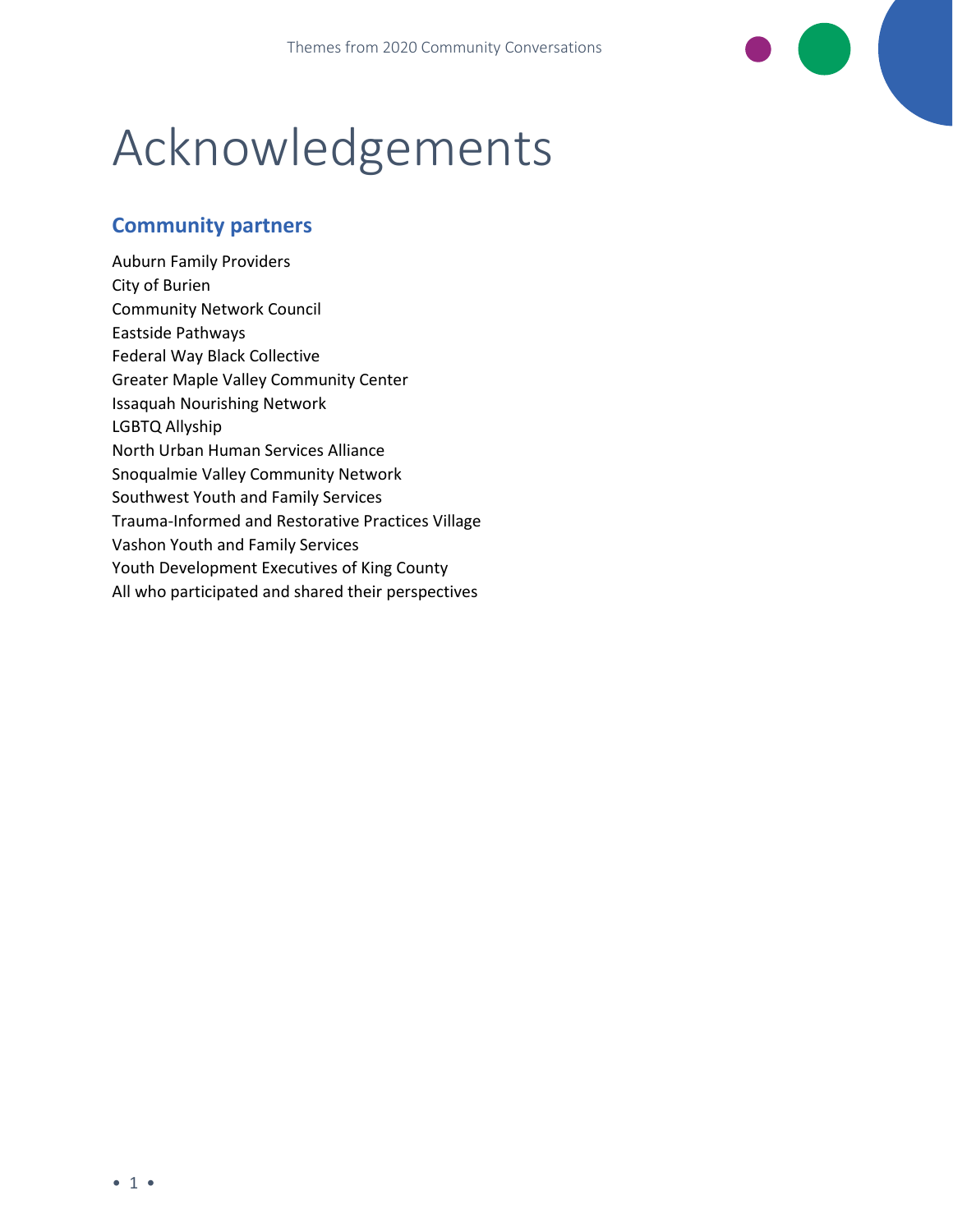# Acknowledgements

## Community partners

Auburn Family Providers
City of Burien
Community Network Council
Eastside Pathways
Federal Way Black Collective
Greater Maple Valley Community Center
Issaquah Nourishing Network
LGBTQ Allyship
North Urban Human Services Alliance
Snoqualmie Valley Community Network
Southwest Youth and Family Services
Trauma-Informed and Restorative Practices Village
Vashon Youth and Family Services
Youth Development Executives of King County
All who participated and shared their perspectives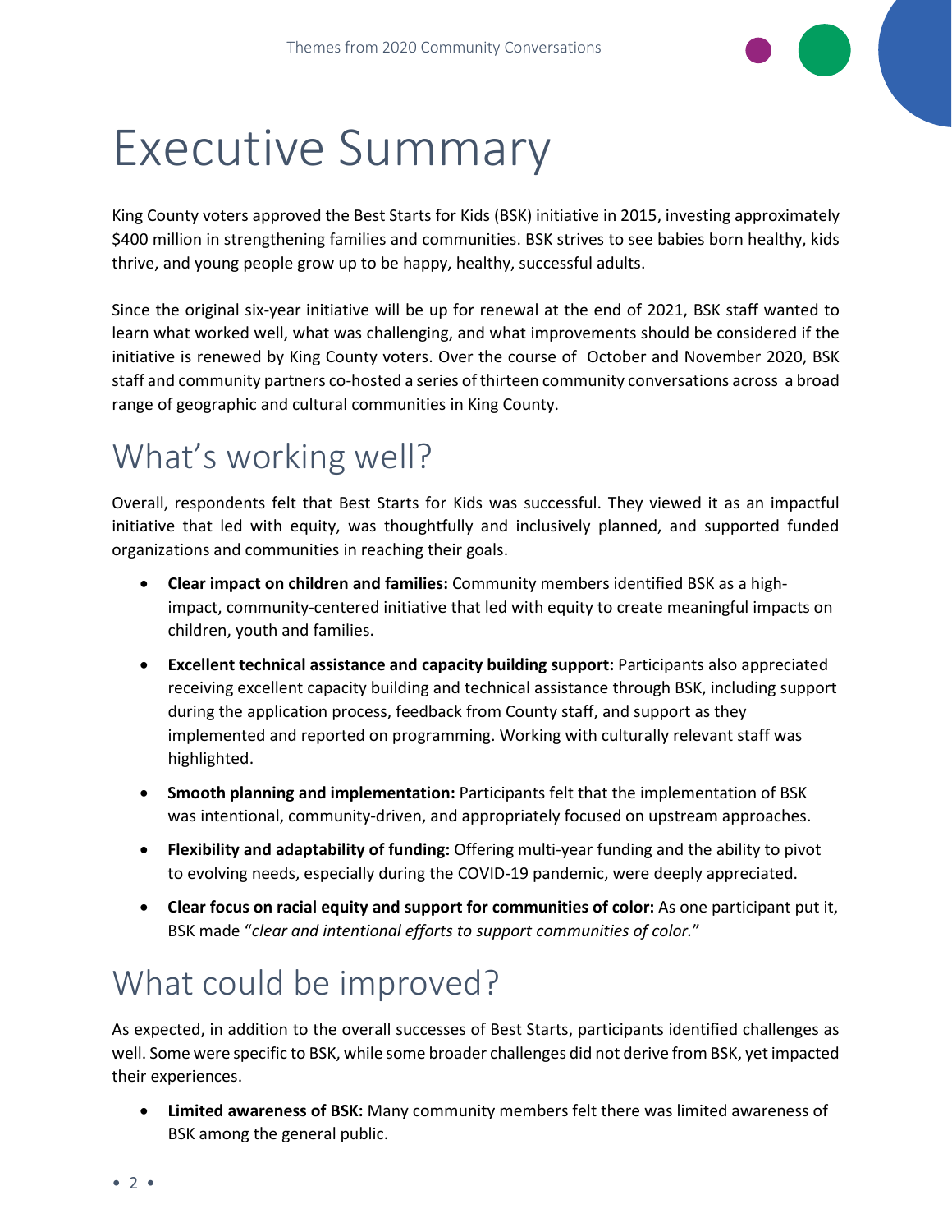# Executive Summary

King County voters approved the Best Starts for Kids (BSK) initiative in 2015, investing approximately $400 million in strengthening families and communities. BSK strives to see babies born healthy, kids thrive, and young people grow up to be happy, healthy, successful adults.

Since the original six-year initiative will be up for renewal at the end of 2021, BSK staff wanted to learn what worked well, what was challenging, and what improvements should be considered if the initiative is renewed by King County voters. Over the course of October and November 2020, BSK staff and community partners co-hosted a series of thirteen community conversations across a broad range of geographic and cultural communities in King County.

## What's working well?

Overall, respondents felt that Best Starts for Kids was successful. They viewed it as an impactful initiative that led with equity, was thoughtfully and inclusively planned, and supported funded organizations and communities in reaching their goals.

- **Clear impact on children and families:** Community members identified BSK as a high-impact, community-centered initiative that led with equity to create meaningful impacts on children, youth and families.
- **Excellent technical assistance and capacity building support:** Participants also appreciated receiving excellent capacity building and technical assistance through BSK, including support during the application process, feedback from County staff, and support as they implemented and reported on programming. Working with culturally relevant staff was highlighted.
- **Smooth planning and implementation:** Participants felt that the implementation of BSK was intentional, community-driven, and appropriately focused on upstream approaches.
- **Flexibility and adaptability of funding:** Offering multi-year funding and the ability to pivot to evolving needs, especially during the COVID-19 pandemic, were deeply appreciated.
- **Clear focus on racial equity and support for communities of color:** As one participant put it, BSK made "*clear and intentional efforts to support communities of color.*"

## What could be improved?

As expected, in addition to the overall successes of Best Starts, participants identified challenges as well. Some were specific to BSK, while some broader challenges did not derive from BSK, yet impacted their experiences.

- **Limited awareness of BSK:** Many community members felt there was limited awareness of BSK among the general public.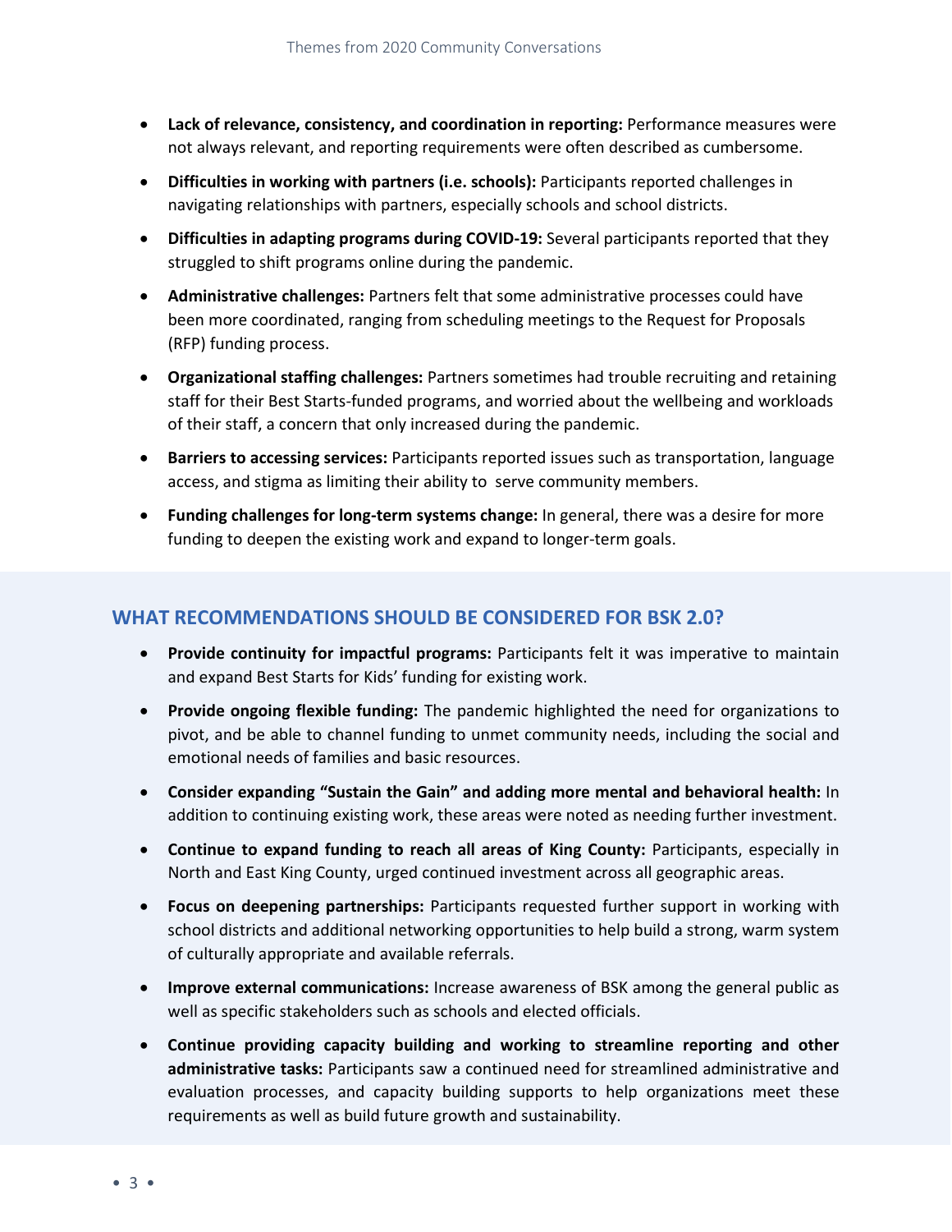- **Lack of relevance, consistency, and coordination in reporting:** Performance measures were not always relevant, and reporting requirements were often described as cumbersome.
- **Difficulties in working with partners (i.e. schools):** Participants reported challenges in navigating relationships with partners, especially schools and school districts.
- **Difficulties in adapting programs during COVID-19:** Several participants reported that they struggled to shift programs online during the pandemic.
- **Administrative challenges:** Partners felt that some administrative processes could have been more coordinated, ranging from scheduling meetings to the Request for Proposals (RFP) funding process.
- **Organizational staffing challenges:** Partners sometimes had trouble recruiting and retaining staff for their Best Starts-funded programs, and worried about the wellbeing and workloads of their staff, a concern that only increased during the pandemic.
- **Barriers to accessing services:** Participants reported issues such as transportation, language access, and stigma as limiting their ability to serve community members.
- **Funding challenges for long-term systems change:** In general, there was a desire for more funding to deepen the existing work and expand to longer-term goals.

## WHAT RECOMMENDATIONS SHOULD BE CONSIDERED FOR BSK 2.0?

- **Provide continuity for impactful programs:** Participants felt it was imperative to maintain and expand Best Starts for Kids' funding for existing work.
- **Provide ongoing flexible funding:** The pandemic highlighted the need for organizations to pivot, and be able to channel funding to unmet community needs, including the social and emotional needs of families and basic resources.
- **Consider expanding "Sustain the Gain" and adding more mental and behavioral health:** In addition to continuing existing work, these areas were noted as needing further investment.
- **Continue to expand funding to reach all areas of King County:** Participants, especially in North and East King County, urged continued investment across all geographic areas.
- **Focus on deepening partnerships:** Participants requested further support in working with school districts and additional networking opportunities to help build a strong, warm system of culturally appropriate and available referrals.
- **Improve external communications:** Increase awareness of BSK among the general public as well as specific stakeholders such as schools and elected officials.
- **Continue providing capacity building and working to streamline reporting and other administrative tasks:** Participants saw a continued need for streamlined administrative and evaluation processes, and capacity building supports to help organizations meet these requirements as well as build future growth and sustainability.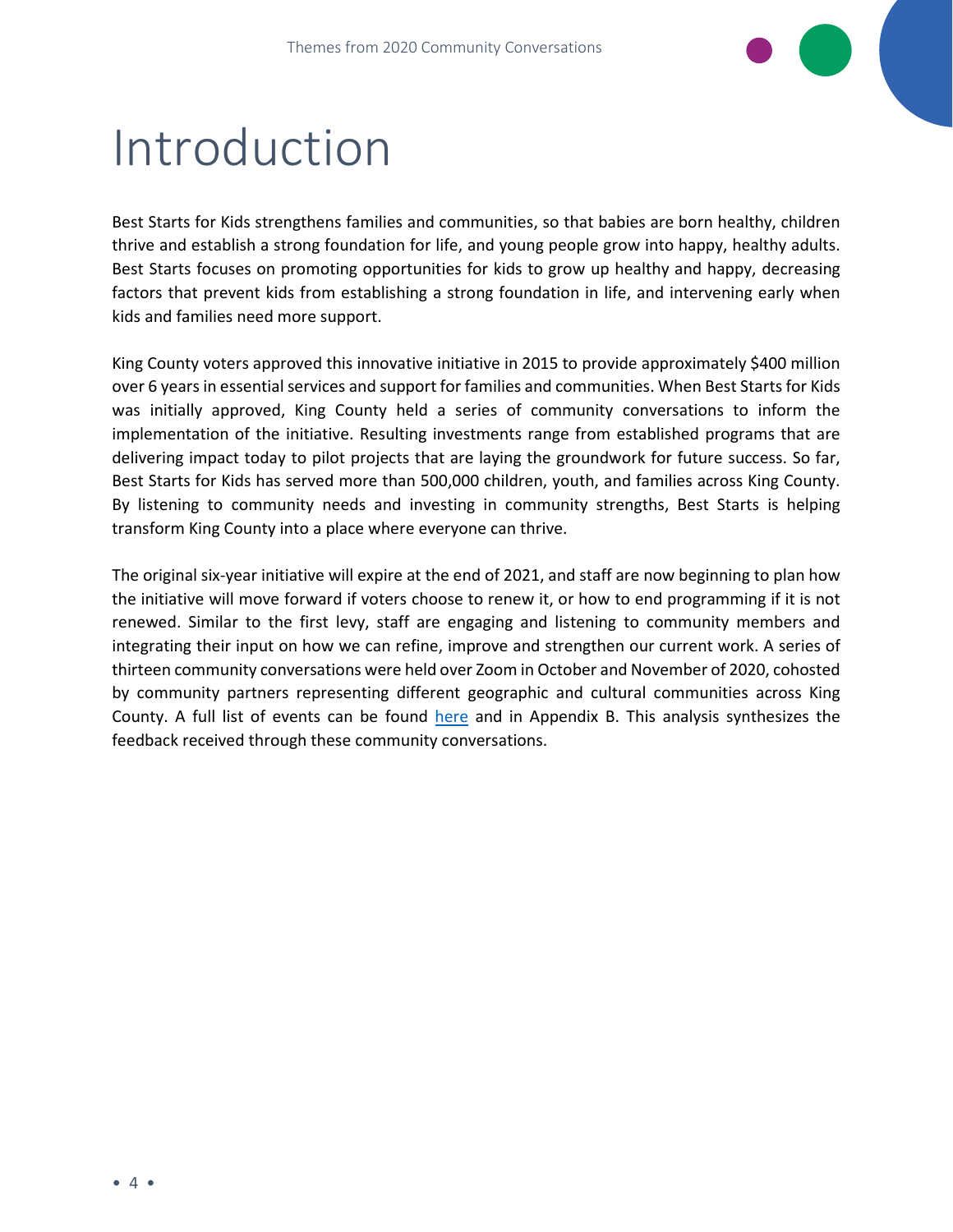# Introduction

Best Starts for Kids strengthens families and communities, so that babies are born healthy, children thrive and establish a strong foundation for life, and young people grow into happy, healthy adults. Best Starts focuses on promoting opportunities for kids to grow up healthy and happy, decreasing factors that prevent kids from establishing a strong foundation in life, and intervening early when kids and families need more support.

King County voters approved this innovative initiative in 2015 to provide approximately $400 million over 6 years in essential services and support for families and communities. When Best Starts for Kids was initially approved, King County held a series of community conversations to inform the implementation of the initiative. Resulting investments range from established programs that are delivering impact today to pilot projects that are laying the groundwork for future success. So far, Best Starts for Kids has served more than 500,000 children, youth, and families across King County. By listening to community needs and investing in community strengths, Best Starts is helping transform King County into a place where everyone can thrive.

The original six-year initiative will expire at the end of 2021, and staff are now beginning to plan how the initiative will move forward if voters choose to renew it, or how to end programming if it is not renewed. Similar to the first levy, staff are engaging and listening to community members and integrating their input on how we can refine, improve and strengthen our current work. A series of thirteen community conversations were held over Zoom in October and November of 2020, cohosted by community partners representing different geographic and cultural communities across King County. A full list of events can be found here and in Appendix B. This analysis synthesizes the feedback received through these community conversations.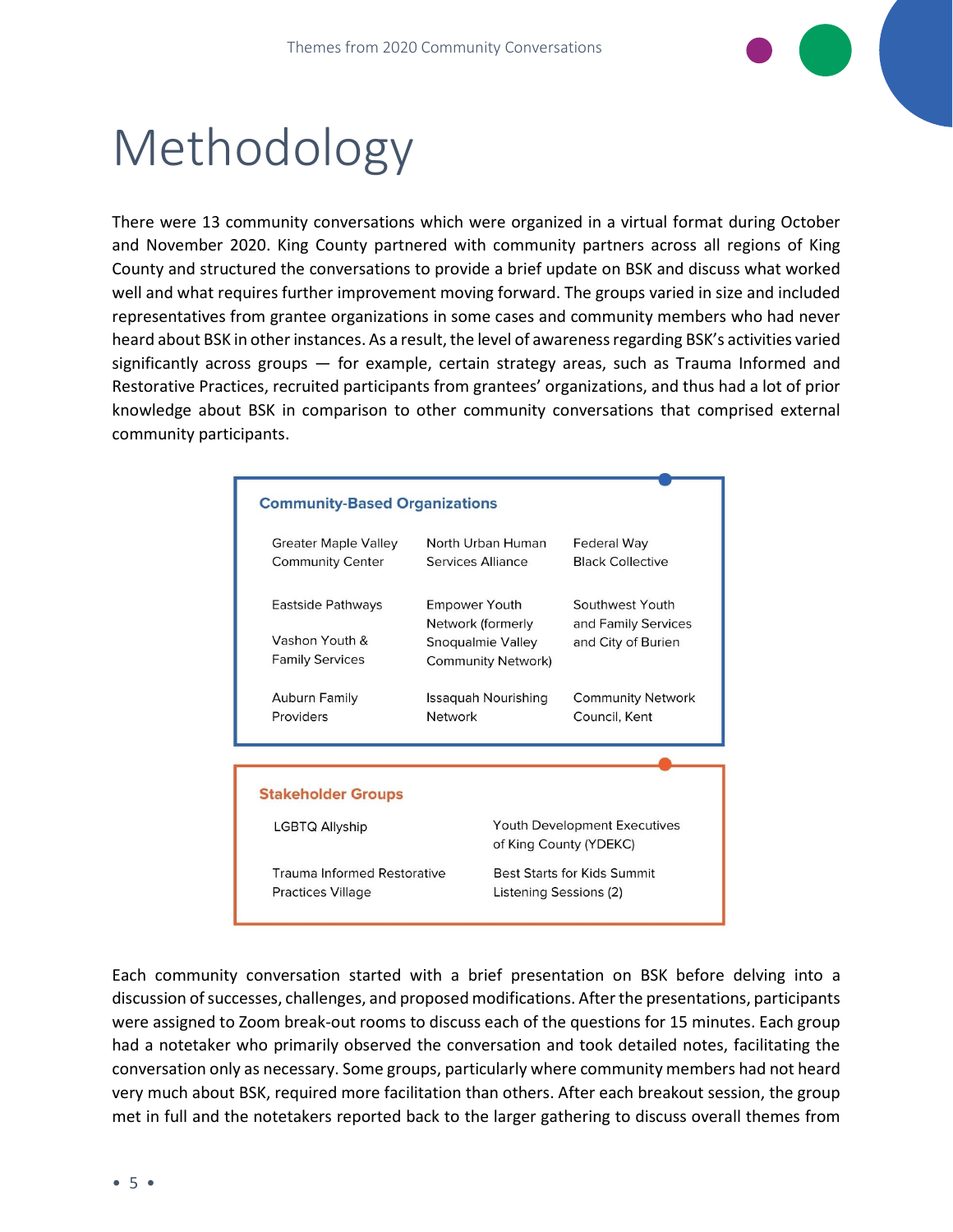# Methodology

There were 13 community conversations which were organized in a virtual format during October and November 2020. King County partnered with community partners across all regions of King County and structured the conversations to provide a brief update on BSK and discuss what worked well and what requires further improvement moving forward. The groups varied in size and included representatives from grantee organizations in some cases and community members who had never heard about BSK in other instances. As a result, the level of awareness regarding BSK's activities varied significantly across groups — for example, certain strategy areas, such as Trauma Informed and Restorative Practices, recruited participants from grantees' organizations, and thus had a lot of prior knowledge about BSK in comparison to other community conversations that comprised external community participants.

**Community-Based Organizations**

- Greater Maple Valley Community Center
- North Urban Human Services Alliance
- Federal Way Black Collective
- Eastside Pathways
- Vashon Youth & Family Services
- Empower Youth Network (formerly Snoqualmie Valley Community Network)
- Southwest Youth and Family Services and City of Burien
- Auburn Family Providers
- Issaquah Nourishing Network
- Community Network Council, Kent

**Stakeholder Groups**

- LGBTQ Allyship
- Youth Development Executives of King County (YDEKC)
- Trauma Informed Restorative Practices Village
- Best Starts for Kids Summit Listening Sessions (2)

Each community conversation started with a brief presentation on BSK before delving into a discussion of successes, challenges, and proposed modifications. After the presentations, participants were assigned to Zoom break-out rooms to discuss each of the questions for 15 minutes. Each group had a notetaker who primarily observed the conversation and took detailed notes, facilitating the conversation only as necessary. Some groups, particularly where community members had not heard very much about BSK, required more facilitation than others. After each breakout session, the group met in full and the notetakers reported back to the larger gathering to discuss overall themes from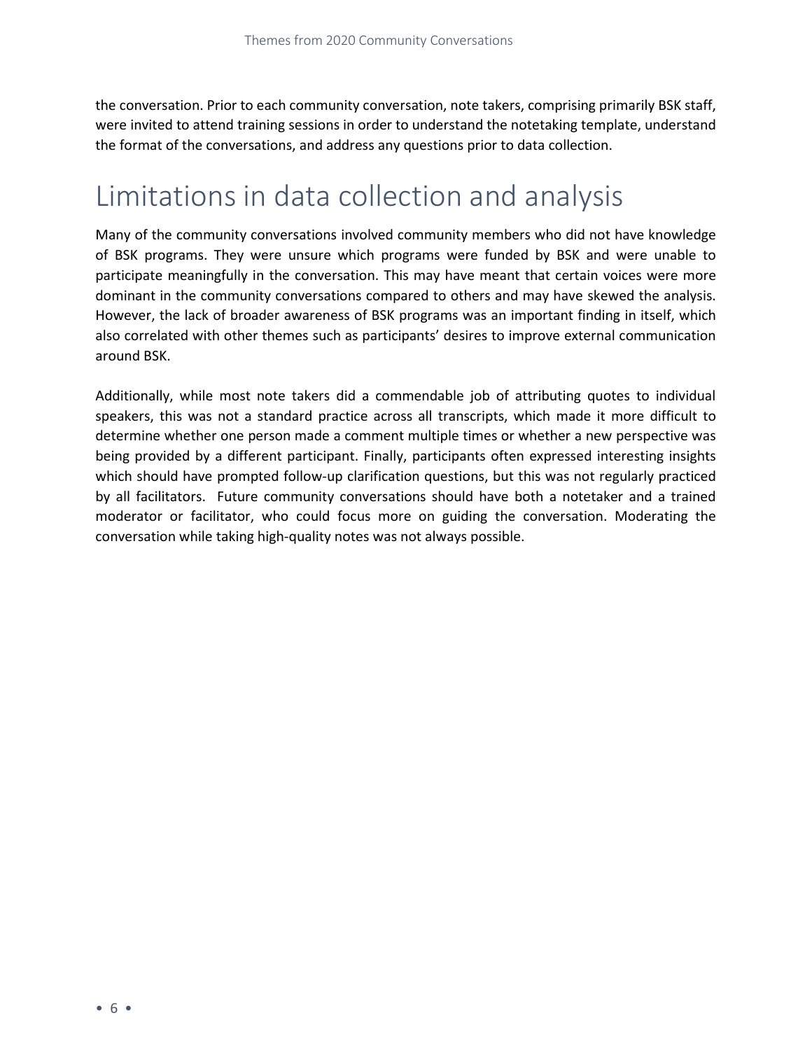the conversation. Prior to each community conversation, note takers, comprising primarily BSK staff, were invited to attend training sessions in order to understand the notetaking template, understand the format of the conversations, and address any questions prior to data collection.

# Limitations in data collection and analysis

Many of the community conversations involved community members who did not have knowledge of BSK programs. They were unsure which programs were funded by BSK and were unable to participate meaningfully in the conversation. This may have meant that certain voices were more dominant in the community conversations compared to others and may have skewed the analysis. However, the lack of broader awareness of BSK programs was an important finding in itself, which also correlated with other themes such as participants' desires to improve external communication around BSK.

Additionally, while most note takers did a commendable job of attributing quotes to individual speakers, this was not a standard practice across all transcripts, which made it more difficult to determine whether one person made a comment multiple times or whether a new perspective was being provided by a different participant. Finally, participants often expressed interesting insights which should have prompted follow-up clarification questions, but this was not regularly practiced by all facilitators. Future community conversations should have both a notetaker and a trained moderator or facilitator, who could focus more on guiding the conversation. Moderating the conversation while taking high-quality notes was not always possible.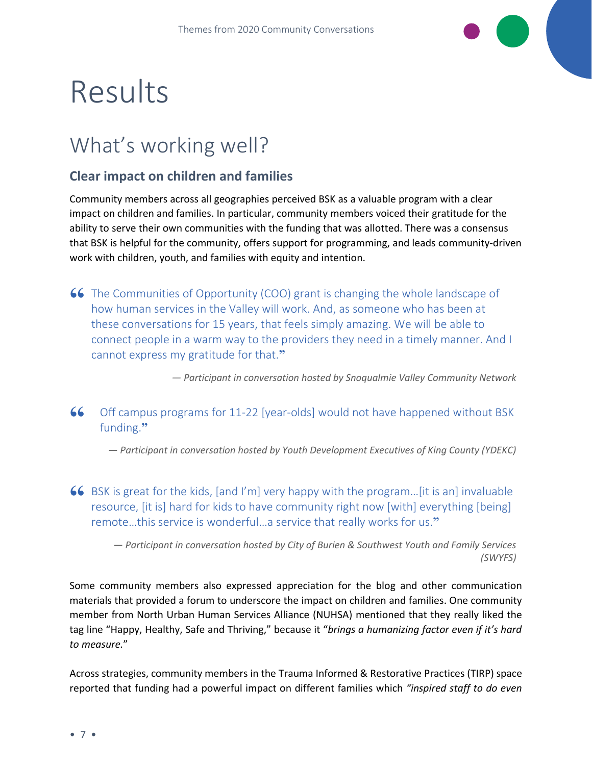# Results

## What's working well?

### Clear impact on children and families

Community members across all geographies perceived BSK as a valuable program with a clear impact on children and families. In particular, community members voiced their gratitude for the ability to serve their own communities with the funding that was allotted. There was a consensus that BSK is helpful for the community, offers support for programming, and leads community-driven work with children, youth, and families with equity and intention.

> "The Communities of Opportunity (COO) grant is changing the whole landscape of how human services in the Valley will work. And, as someone who has been at these conversations for 15 years, that feels simply amazing. We will be able to connect people in a warm way to the providers they need in a timely manner. And I cannot express my gratitude for that."
>
> *— Participant in conversation hosted by Snoqualmie Valley Community Network*

> "Off campus programs for 11-22 [year-olds] would not have happened without BSK funding."
>
> *— Participant in conversation hosted by Youth Development Executives of King County (YDEKC)*

> "BSK is great for the kids, [and I'm] very happy with the program…[it is an] invaluable resource, [it is] hard for kids to have community right now [with] everything [being] remote…this service is wonderful…a service that really works for us."
>
> *— Participant in conversation hosted by City of Burien & Southwest Youth and Family Services (SWYFS)*

Some community members also expressed appreciation for the blog and other communication materials that provided a forum to underscore the impact on children and families. One community member from North Urban Human Services Alliance (NUHSA) mentioned that they really liked the tag line "Happy, Healthy, Safe and Thriving," because it "*brings a humanizing factor even if it's hard to measure.*"

Across strategies, community members in the Trauma Informed & Restorative Practices (TIRP) space reported that funding had a powerful impact on different families which *"inspired staff to do even*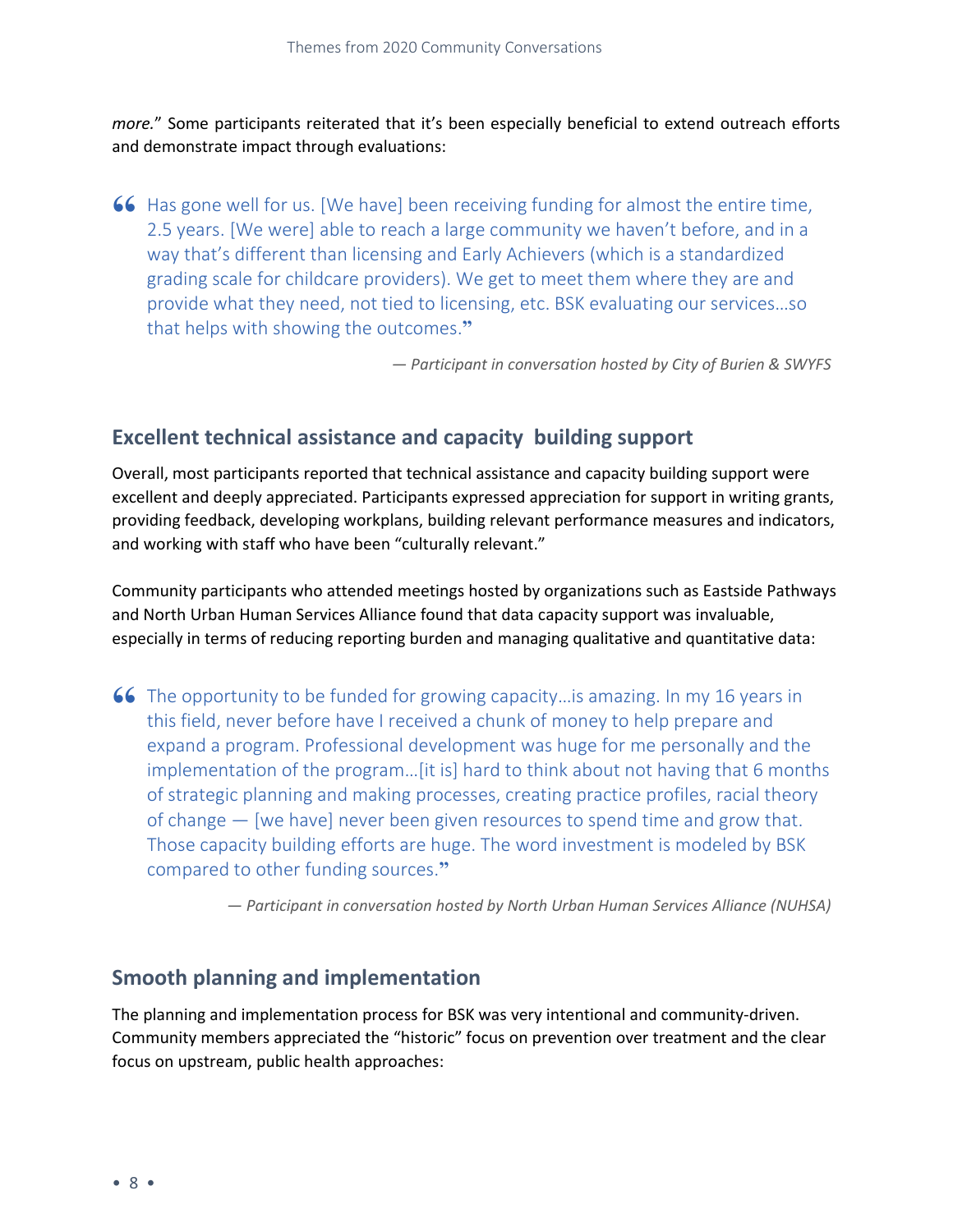*more.*" Some participants reiterated that it's been especially beneficial to extend outreach efforts and demonstrate impact through evaluations:

> "Has gone well for us. [We have] been receiving funding for almost the entire time, 2.5 years. [We were] able to reach a large community we haven't before, and in a way that's different than licensing and Early Achievers (which is a standardized grading scale for childcare providers). We get to meet them where they are and provide what they need, not tied to licensing, etc. BSK evaluating our services…so that helps with showing the outcomes."
>
> *— Participant in conversation hosted by City of Burien & SWYFS*

## Excellent technical assistance and capacity building support

Overall, most participants reported that technical assistance and capacity building support were excellent and deeply appreciated. Participants expressed appreciation for support in writing grants, providing feedback, developing workplans, building relevant performance measures and indicators, and working with staff who have been "culturally relevant."

Community participants who attended meetings hosted by organizations such as Eastside Pathways and North Urban Human Services Alliance found that data capacity support was invaluable, especially in terms of reducing reporting burden and managing qualitative and quantitative data:

> "The opportunity to be funded for growing capacity…is amazing. In my 16 years in this field, never before have I received a chunk of money to help prepare and expand a program. Professional development was huge for me personally and the implementation of the program…[it is] hard to think about not having that 6 months of strategic planning and making processes, creating practice profiles, racial theory of change — [we have] never been given resources to spend time and grow that. Those capacity building efforts are huge. The word investment is modeled by BSK compared to other funding sources."
>
> *— Participant in conversation hosted by North Urban Human Services Alliance (NUHSA)*

## Smooth planning and implementation

The planning and implementation process for BSK was very intentional and community-driven. Community members appreciated the "historic" focus on prevention over treatment and the clear focus on upstream, public health approaches: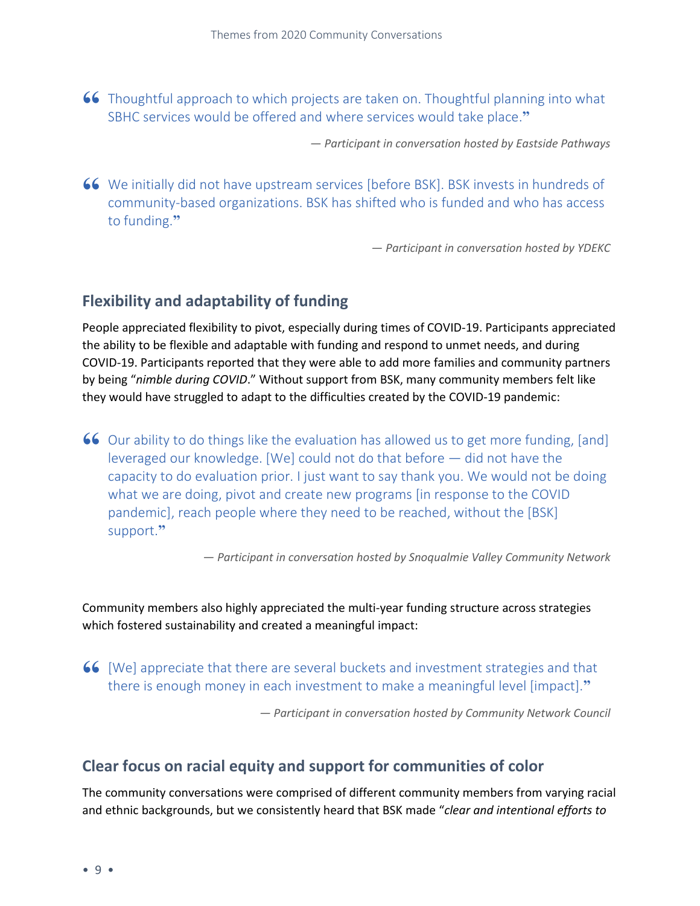> “Thoughtful approach to which projects are taken on. Thoughtful planning into what SBHC services would be offered and where services would take place.”
>
> *— Participant in conversation hosted by Eastside Pathways*

> “We initially did not have upstream services [before BSK]. BSK invests in hundreds of community-based organizations. BSK has shifted who is funded and who has access to funding.”
>
> *— Participant in conversation hosted by YDEKC*

## Flexibility and adaptability of funding

People appreciated flexibility to pivot, especially during times of COVID-19. Participants appreciated the ability to be flexible and adaptable with funding and respond to unmet needs, and during COVID-19. Participants reported that they were able to add more families and community partners by being “*nimble during COVID*.” Without support from BSK, many community members felt like they would have struggled to adapt to the difficulties created by the COVID-19 pandemic:

> “Our ability to do things like the evaluation has allowed us to get more funding, [and] leveraged our knowledge. [We] could not do that before — did not have the capacity to do evaluation prior. I just want to say thank you. We would not be doing what we are doing, pivot and create new programs [in response to the COVID pandemic], reach people where they need to be reached, without the [BSK] support.”
>
> *— Participant in conversation hosted by Snoqualmie Valley Community Network*

Community members also highly appreciated the multi-year funding structure across strategies which fostered sustainability and created a meaningful impact:

> “[We] appreciate that there are several buckets and investment strategies and that there is enough money in each investment to make a meaningful level [impact].”
>
> *— Participant in conversation hosted by Community Network Council*

## Clear focus on racial equity and support for communities of color

The community conversations were comprised of different community members from varying racial and ethnic backgrounds, but we consistently heard that BSK made “*clear and intentional efforts to*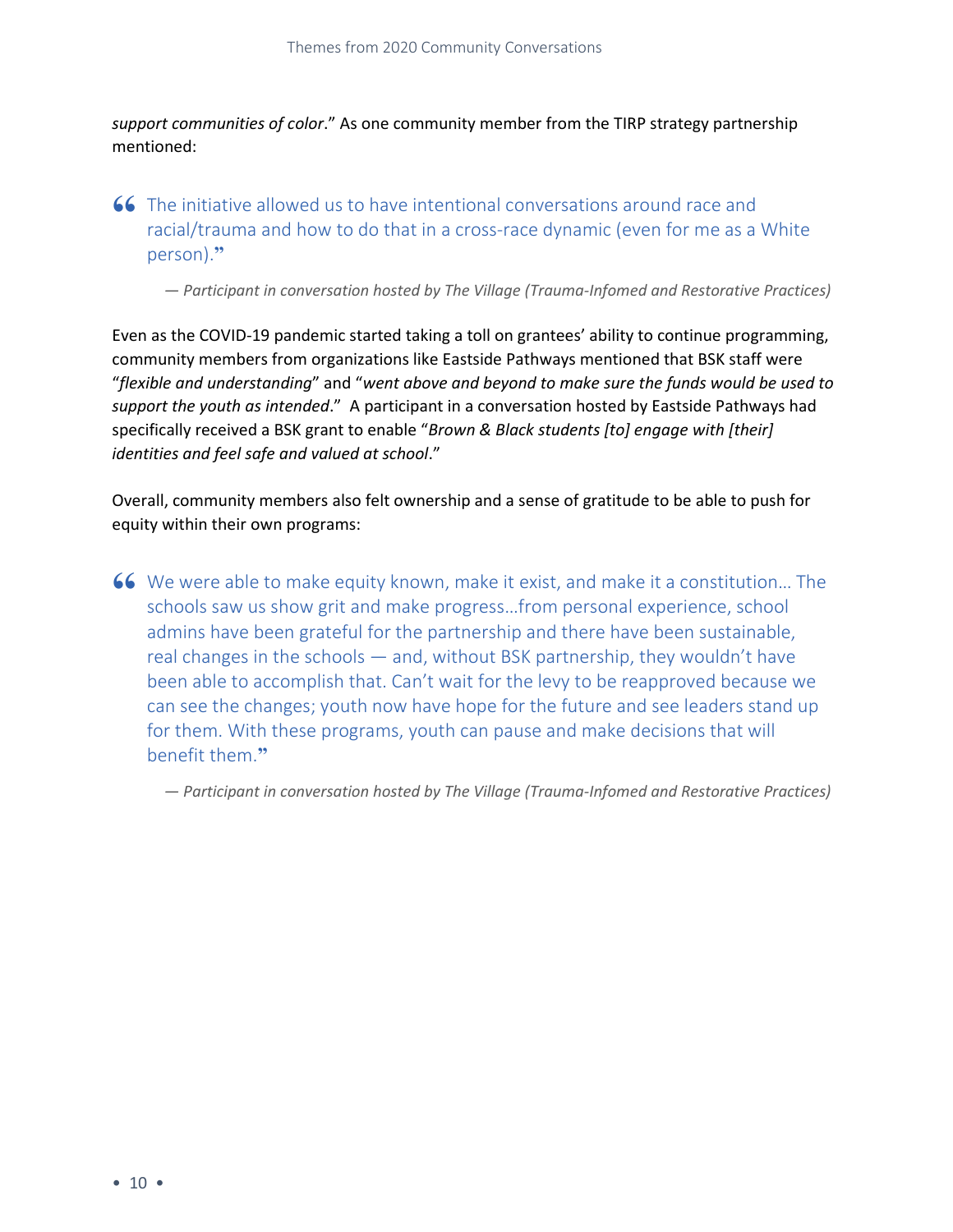*support communities of color*." As one community member from the TIRP strategy partnership mentioned:

> The initiative allowed us to have intentional conversations around race and racial/trauma and how to do that in a cross-race dynamic (even for me as a White person)."
>
> — *Participant in conversation hosted by The Village (Trauma-Infomed and Restorative Practices)*

Even as the COVID-19 pandemic started taking a toll on grantees' ability to continue programming, community members from organizations like Eastside Pathways mentioned that BSK staff were "*flexible and understanding*" and "*went above and beyond to make sure the funds would be used to support the youth as intended*." A participant in a conversation hosted by Eastside Pathways had specifically received a BSK grant to enable "*Brown & Black students [to] engage with [their] identities and feel safe and valued at school*."

Overall, community members also felt ownership and a sense of gratitude to be able to push for equity within their own programs:

> We were able to make equity known, make it exist, and make it a constitution… The schools saw us show grit and make progress…from personal experience, school admins have been grateful for the partnership and there have been sustainable, real changes in the schools — and, without BSK partnership, they wouldn't have been able to accomplish that. Can't wait for the levy to be reapproved because we can see the changes; youth now have hope for the future and see leaders stand up for them. With these programs, youth can pause and make decisions that will benefit them."
>
> — *Participant in conversation hosted by The Village (Trauma-Infomed and Restorative Practices)*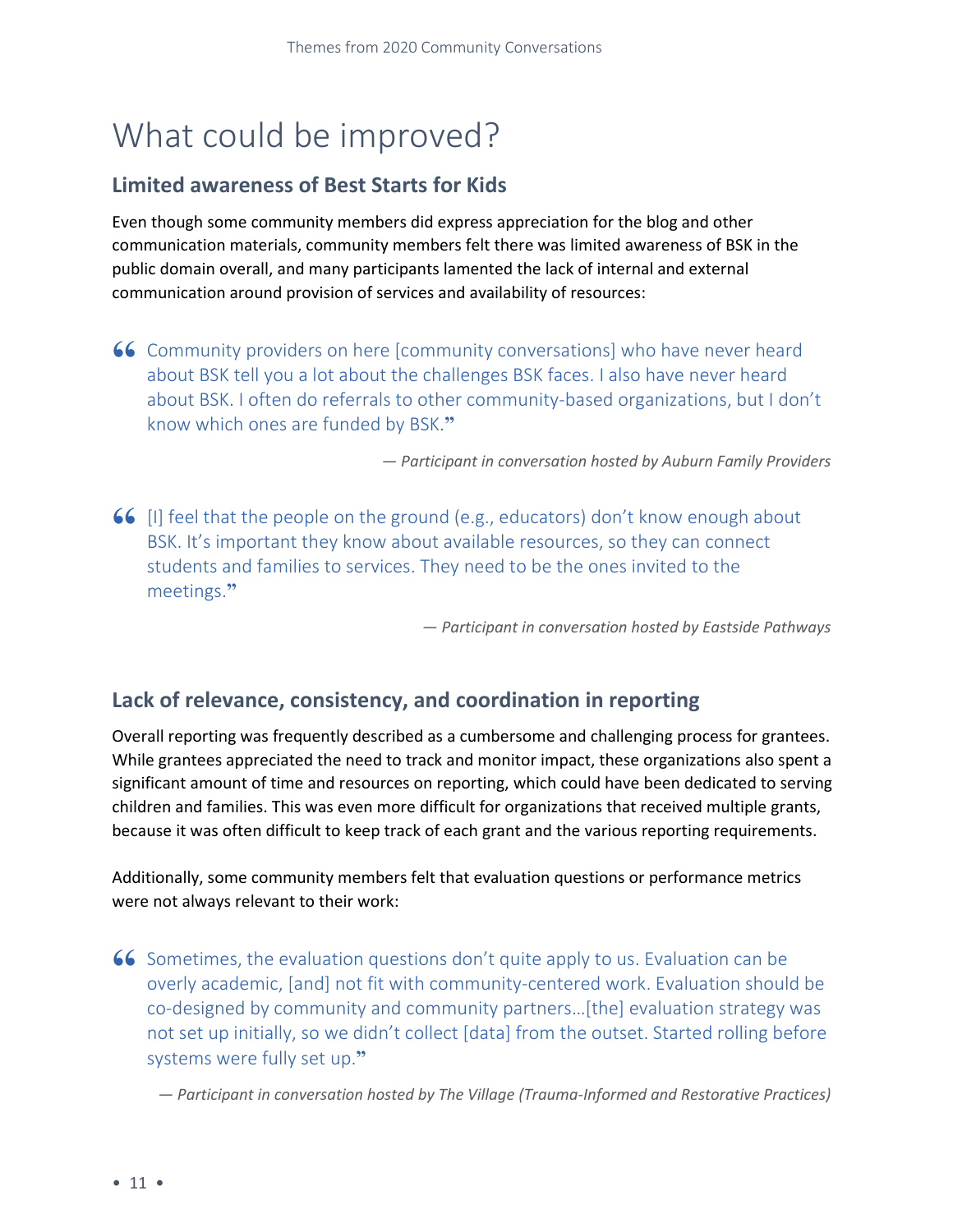# What could be improved?

## Limited awareness of Best Starts for Kids

Even though some community members did express appreciation for the blog and other communication materials, community members felt there was limited awareness of BSK in the public domain overall, and many participants lamented the lack of internal and external communication around provision of services and availability of resources:

> “Community providers on here [community conversations] who have never heard about BSK tell you a lot about the challenges BSK faces. I also have never heard about BSK. I often do referrals to other community-based organizations, but I don't know which ones are funded by BSK.”
>
> *— Participant in conversation hosted by Auburn Family Providers*

> “[I] feel that the people on the ground (e.g., educators) don't know enough about BSK. It's important they know about available resources, so they can connect students and families to services. They need to be the ones invited to the meetings.”
>
> *— Participant in conversation hosted by Eastside Pathways*

## Lack of relevance, consistency, and coordination in reporting

Overall reporting was frequently described as a cumbersome and challenging process for grantees. While grantees appreciated the need to track and monitor impact, these organizations also spent a significant amount of time and resources on reporting, which could have been dedicated to serving children and families. This was even more difficult for organizations that received multiple grants, because it was often difficult to keep track of each grant and the various reporting requirements.

Additionally, some community members felt that evaluation questions or performance metrics were not always relevant to their work:

> “Sometimes, the evaluation questions don't quite apply to us. Evaluation can be overly academic, [and] not fit with community-centered work. Evaluation should be co-designed by community and community partners…[the] evaluation strategy was not set up initially, so we didn't collect [data] from the outset. Started rolling before systems were fully set up.”
>
> *— Participant in conversation hosted by The Village (Trauma-Informed and Restorative Practices)*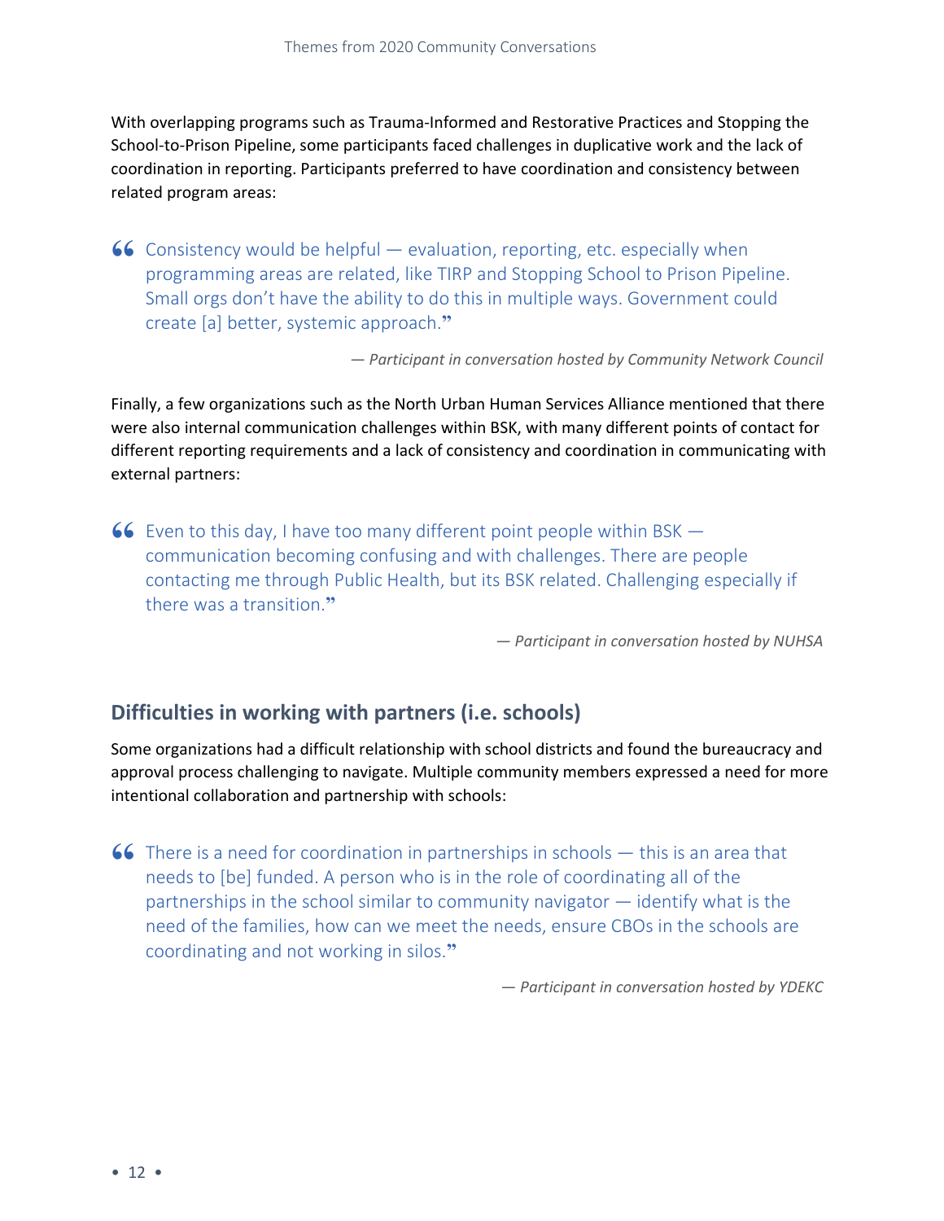With overlapping programs such as Trauma-Informed and Restorative Practices and Stopping the School-to-Prison Pipeline, some participants faced challenges in duplicative work and the lack of coordination in reporting. Participants preferred to have coordination and consistency between related program areas:

> “Consistency would be helpful — evaluation, reporting, etc. especially when programming areas are related, like TIRP and Stopping School to Prison Pipeline. Small orgs don't have the ability to do this in multiple ways. Government could create [a] better, systemic approach.”
>
> *— Participant in conversation hosted by Community Network Council*

Finally, a few organizations such as the North Urban Human Services Alliance mentioned that there were also internal communication challenges within BSK, with many different points of contact for different reporting requirements and a lack of consistency and coordination in communicating with external partners:

> “Even to this day, I have too many different point people within BSK — communication becoming confusing and with challenges. There are people contacting me through Public Health, but its BSK related. Challenging especially if there was a transition.”
>
> *— Participant in conversation hosted by NUHSA*

## Difficulties in working with partners (i.e. schools)

Some organizations had a difficult relationship with school districts and found the bureaucracy and approval process challenging to navigate. Multiple community members expressed a need for more intentional collaboration and partnership with schools:

> “There is a need for coordination in partnerships in schools — this is an area that needs to [be] funded. A person who is in the role of coordinating all of the partnerships in the school similar to community navigator — identify what is the need of the families, how can we meet the needs, ensure CBOs in the schools are coordinating and not working in silos.”
>
> *— Participant in conversation hosted by YDEKC*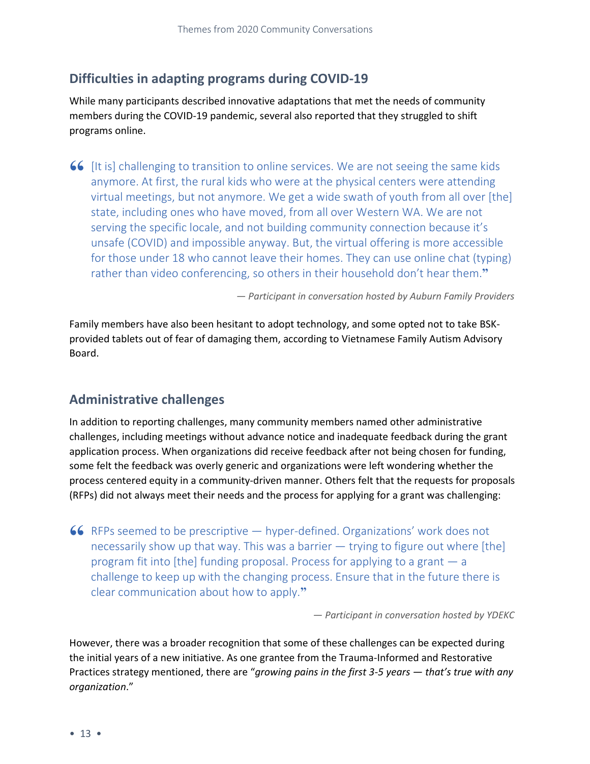## Difficulties in adapting programs during COVID-19

While many participants described innovative adaptations that met the needs of community members during the COVID-19 pandemic, several also reported that they struggled to shift programs online.

> [It is] challenging to transition to online services. We are not seeing the same kids anymore. At first, the rural kids who were at the physical centers were attending virtual meetings, but not anymore. We get a wide swath of youth from all over [the] state, including ones who have moved, from all over Western WA. We are not serving the specific locale, and not building community connection because it's unsafe (COVID) and impossible anyway. But, the virtual offering is more accessible for those under 18 who cannot leave their homes. They can use online chat (typing) rather than video conferencing, so others in their household don't hear them.
>
> *— Participant in conversation hosted by Auburn Family Providers*

Family members have also been hesitant to adopt technology, and some opted not to take BSK-provided tablets out of fear of damaging them, according to Vietnamese Family Autism Advisory Board.

## Administrative challenges

In addition to reporting challenges, many community members named other administrative challenges, including meetings without advance notice and inadequate feedback during the grant application process. When organizations did receive feedback after not being chosen for funding, some felt the feedback was overly generic and organizations were left wondering whether the process centered equity in a community-driven manner. Others felt that the requests for proposals (RFPs) did not always meet their needs and the process for applying for a grant was challenging:

> RFPs seemed to be prescriptive — hyper-defined. Organizations' work does not necessarily show up that way. This was a barrier — trying to figure out where [the] program fit into [the] funding proposal. Process for applying to a grant — a challenge to keep up with the changing process. Ensure that in the future there is clear communication about how to apply.
>
> *— Participant in conversation hosted by YDEKC*

However, there was a broader recognition that some of these challenges can be expected during the initial years of a new initiative. As one grantee from the Trauma-Informed and Restorative Practices strategy mentioned, there are "*growing pains in the first 3-5 years — that's true with any organization*."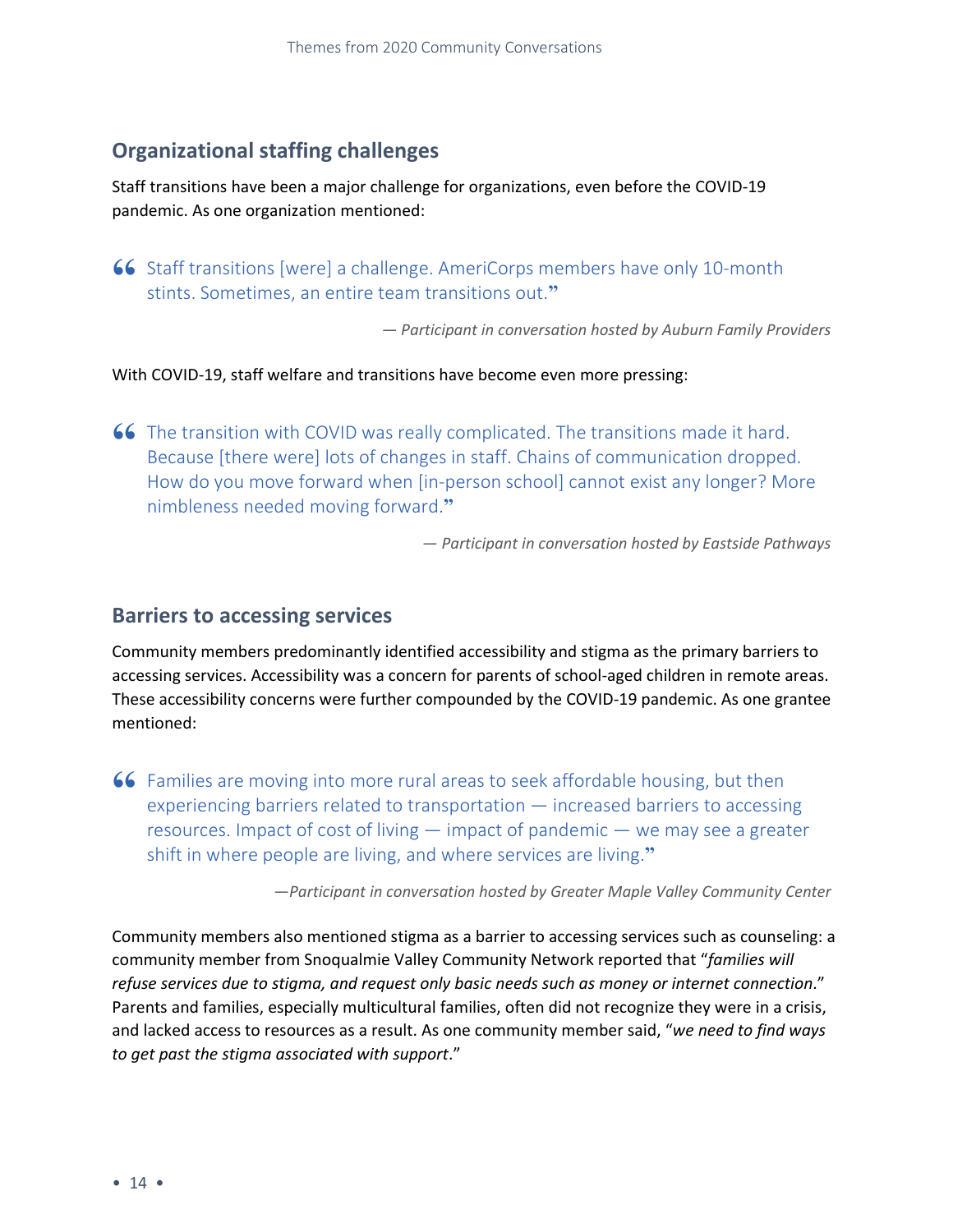## Organizational staffing challenges

Staff transitions have been a major challenge for organizations, even before the COVID-19 pandemic. As one organization mentioned:

> "Staff transitions [were] a challenge. AmeriCorps members have only 10-month stints. Sometimes, an entire team transitions out."
>
> *— Participant in conversation hosted by Auburn Family Providers*

With COVID-19, staff welfare and transitions have become even more pressing:

> "The transition with COVID was really complicated. The transitions made it hard. Because [there were] lots of changes in staff. Chains of communication dropped. How do you move forward when [in-person school] cannot exist any longer? More nimbleness needed moving forward."
>
> *— Participant in conversation hosted by Eastside Pathways*

## Barriers to accessing services

Community members predominantly identified accessibility and stigma as the primary barriers to accessing services. Accessibility was a concern for parents of school-aged children in remote areas. These accessibility concerns were further compounded by the COVID-19 pandemic. As one grantee mentioned:

> "Families are moving into more rural areas to seek affordable housing, but then experiencing barriers related to transportation — increased barriers to accessing resources. Impact of cost of living — impact of pandemic — we may see a greater shift in where people are living, and where services are living."
>
> *—Participant in conversation hosted by Greater Maple Valley Community Center*

Community members also mentioned stigma as a barrier to accessing services such as counseling: a community member from Snoqualmie Valley Community Network reported that "*families will refuse services due to stigma, and request only basic needs such as money or internet connection*." Parents and families, especially multicultural families, often did not recognize they were in a crisis, and lacked access to resources as a result. As one community member said, "*we need to find ways to get past the stigma associated with support*."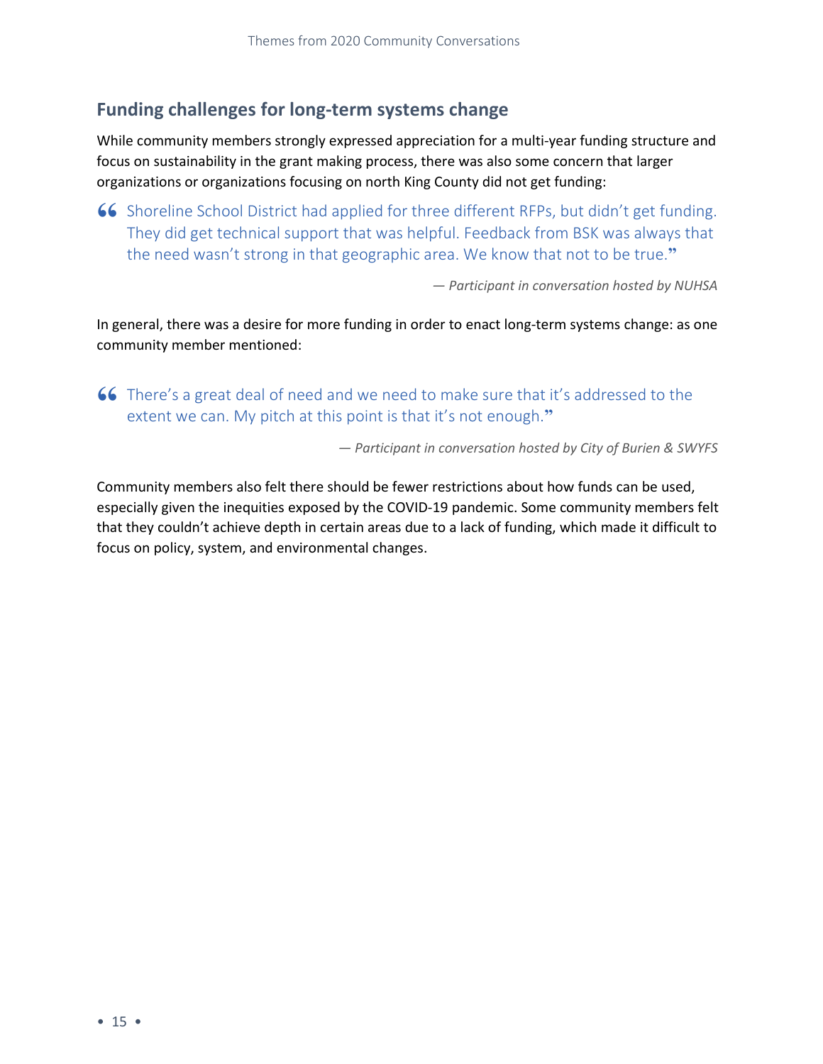## Funding challenges for long-term systems change

While community members strongly expressed appreciation for a multi-year funding structure and focus on sustainability in the grant making process, there was also some concern that larger organizations or organizations focusing on north King County did not get funding:

> “Shoreline School District had applied for three different RFPs, but didn't get funding. They did get technical support that was helpful. Feedback from BSK was always that the need wasn't strong in that geographic area. We know that not to be true.”
>
> *— Participant in conversation hosted by NUHSA*

In general, there was a desire for more funding in order to enact long-term systems change: as one community member mentioned:

> “There's a great deal of need and we need to make sure that it's addressed to the extent we can. My pitch at this point is that it's not enough.”
>
> *— Participant in conversation hosted by City of Burien & SWYFS*

Community members also felt there should be fewer restrictions about how funds can be used, especially given the inequities exposed by the COVID-19 pandemic. Some community members felt that they couldn't achieve depth in certain areas due to a lack of funding, which made it difficult to focus on policy, system, and environmental changes.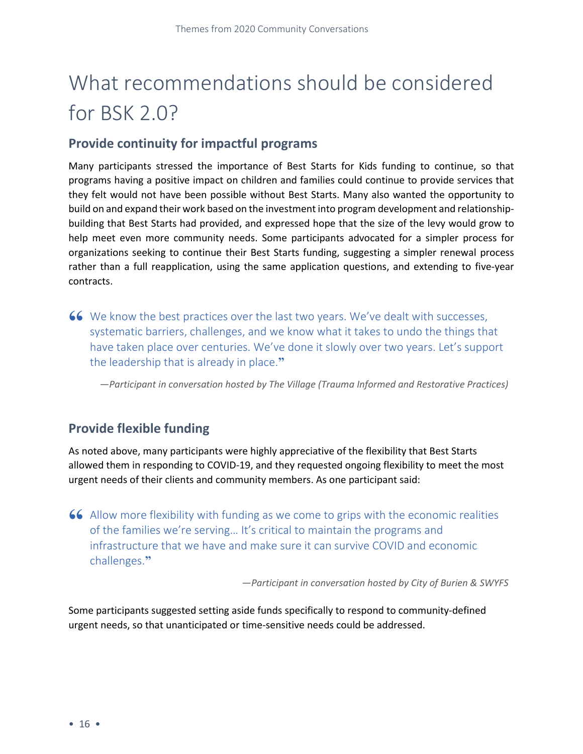# What recommendations should be considered for BSK 2.0?

## Provide continuity for impactful programs

Many participants stressed the importance of Best Starts for Kids funding to continue, so that programs having a positive impact on children and families could continue to provide services that they felt would not have been possible without Best Starts. Many also wanted the opportunity to build on and expand their work based on the investment into program development and relationship-building that Best Starts had provided, and expressed hope that the size of the levy would grow to help meet even more community needs. Some participants advocated for a simpler process for organizations seeking to continue their Best Starts funding, suggesting a simpler renewal process rather than a full reapplication, using the same application questions, and extending to five-year contracts.

> “We know the best practices over the last two years. We’ve dealt with successes, systematic barriers, challenges, and we know what it takes to undo the things that have taken place over centuries. We’ve done it slowly over two years. Let’s support the leadership that is already in place.”
>
> —*Participant in conversation hosted by The Village (Trauma Informed and Restorative Practices)*

## Provide flexible funding

As noted above, many participants were highly appreciative of the flexibility that Best Starts allowed them in responding to COVID-19, and they requested ongoing flexibility to meet the most urgent needs of their clients and community members. As one participant said:

> “Allow more flexibility with funding as we come to grips with the economic realities of the families we’re serving… It’s critical to maintain the programs and infrastructure that we have and make sure it can survive COVID and economic challenges.”
>
> —*Participant in conversation hosted by City of Burien & SWYFS*

Some participants suggested setting aside funds specifically to respond to community-defined urgent needs, so that unanticipated or time-sensitive needs could be addressed.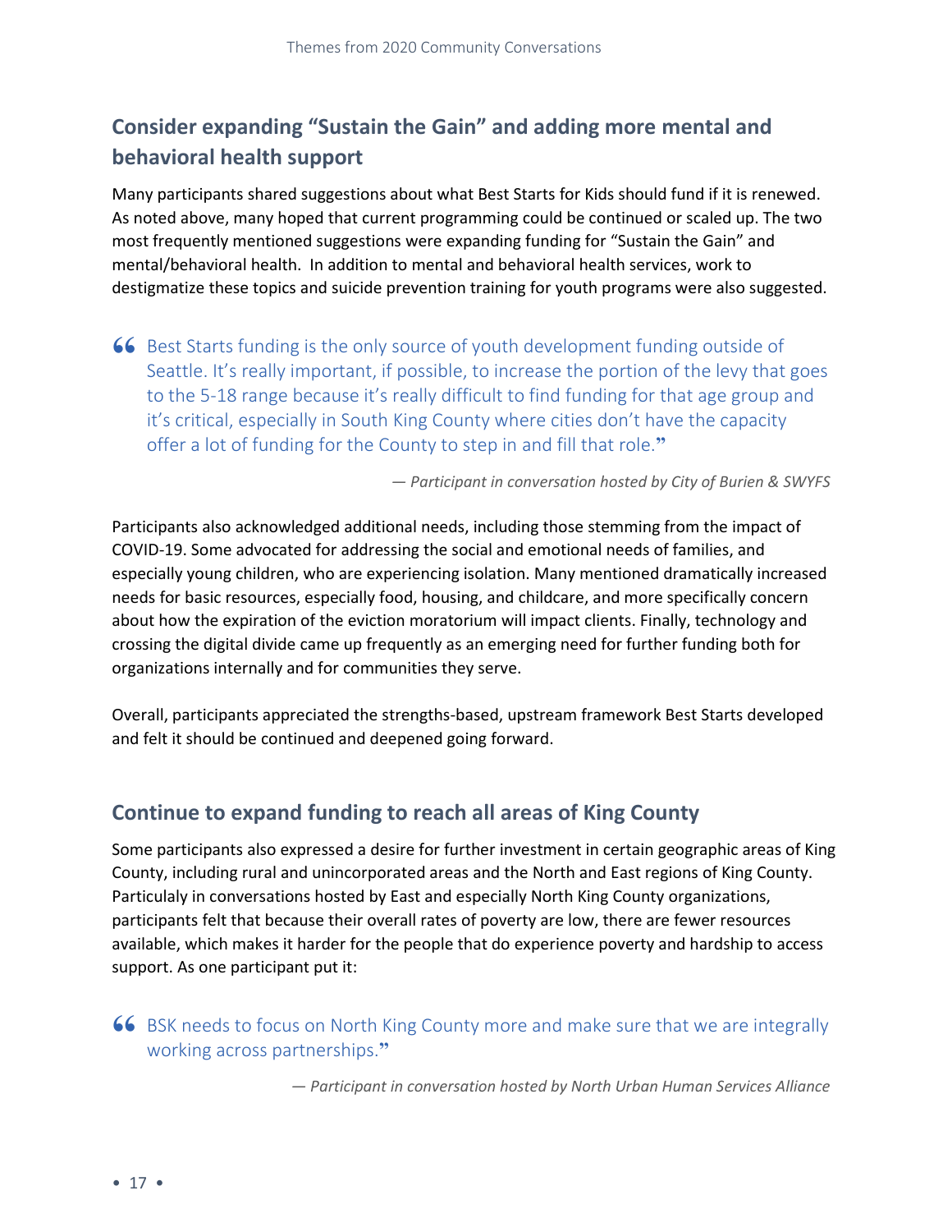## Consider expanding "Sustain the Gain" and adding more mental and behavioral health support

Many participants shared suggestions about what Best Starts for Kids should fund if it is renewed. As noted above, many hoped that current programming could be continued or scaled up. The two most frequently mentioned suggestions were expanding funding for "Sustain the Gain" and mental/behavioral health. In addition to mental and behavioral health services, work to destigmatize these topics and suicide prevention training for youth programs were also suggested.

> "Best Starts funding is the only source of youth development funding outside of Seattle. It's really important, if possible, to increase the portion of the levy that goes to the 5-18 range because it's really difficult to find funding for that age group and it's critical, especially in South King County where cities don't have the capacity offer a lot of funding for the County to step in and fill that role."
>
> *— Participant in conversation hosted by City of Burien & SWYFS*

Participants also acknowledged additional needs, including those stemming from the impact of COVID-19. Some advocated for addressing the social and emotional needs of families, and especially young children, who are experiencing isolation. Many mentioned dramatically increased needs for basic resources, especially food, housing, and childcare, and more specifically concern about how the expiration of the eviction moratorium will impact clients. Finally, technology and crossing the digital divide came up frequently as an emerging need for further funding both for organizations internally and for communities they serve.

Overall, participants appreciated the strengths-based, upstream framework Best Starts developed and felt it should be continued and deepened going forward.

## Continue to expand funding to reach all areas of King County

Some participants also expressed a desire for further investment in certain geographic areas of King County, including rural and unincorporated areas and the North and East regions of King County. Particulaly in conversations hosted by East and especially North King County organizations, participants felt that because their overall rates of poverty are low, there are fewer resources available, which makes it harder for the people that do experience poverty and hardship to access support. As one participant put it:

> "BSK needs to focus on North King County more and make sure that we are integrally working across partnerships."
>
> *— Participant in conversation hosted by North Urban Human Services Alliance*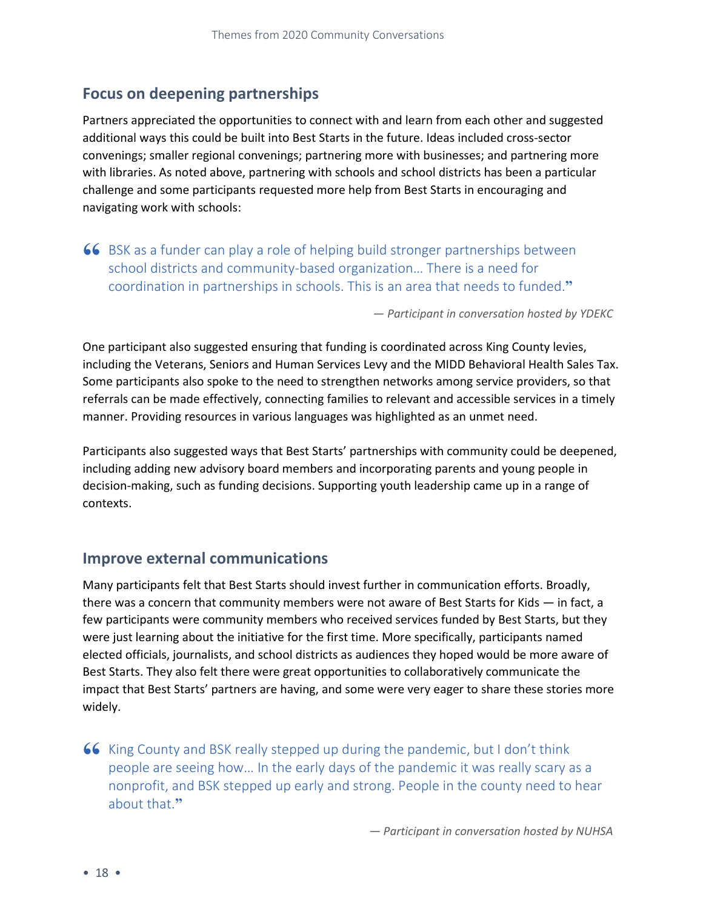## Focus on deepening partnerships

Partners appreciated the opportunities to connect with and learn from each other and suggested additional ways this could be built into Best Starts in the future. Ideas included cross-sector convenings; smaller regional convenings; partnering more with businesses; and partnering more with libraries. As noted above, partnering with schools and school districts has been a particular challenge and some participants requested more help from Best Starts in encouraging and navigating work with schools:

> “BSK as a funder can play a role of helping build stronger partnerships between school districts and community-based organization… There is a need for coordination in partnerships in schools. This is an area that needs to funded.”
>
> *— Participant in conversation hosted by YDEKC*

One participant also suggested ensuring that funding is coordinated across King County levies, including the Veterans, Seniors and Human Services Levy and the MIDD Behavioral Health Sales Tax. Some participants also spoke to the need to strengthen networks among service providers, so that referrals can be made effectively, connecting families to relevant and accessible services in a timely manner. Providing resources in various languages was highlighted as an unmet need.

Participants also suggested ways that Best Starts' partnerships with community could be deepened, including adding new advisory board members and incorporating parents and young people in decision-making, such as funding decisions. Supporting youth leadership came up in a range of contexts.

## Improve external communications

Many participants felt that Best Starts should invest further in communication efforts. Broadly, there was a concern that community members were not aware of Best Starts for Kids — in fact, a few participants were community members who received services funded by Best Starts, but they were just learning about the initiative for the first time. More specifically, participants named elected officials, journalists, and school districts as audiences they hoped would be more aware of Best Starts. They also felt there were great opportunities to collaboratively communicate the impact that Best Starts' partners are having, and some were very eager to share these stories more widely.

> “King County and BSK really stepped up during the pandemic, but I don't think people are seeing how… In the early days of the pandemic it was really scary as a nonprofit, and BSK stepped up early and strong. People in the county need to hear about that.”
>
> *— Participant in conversation hosted by NUHSA*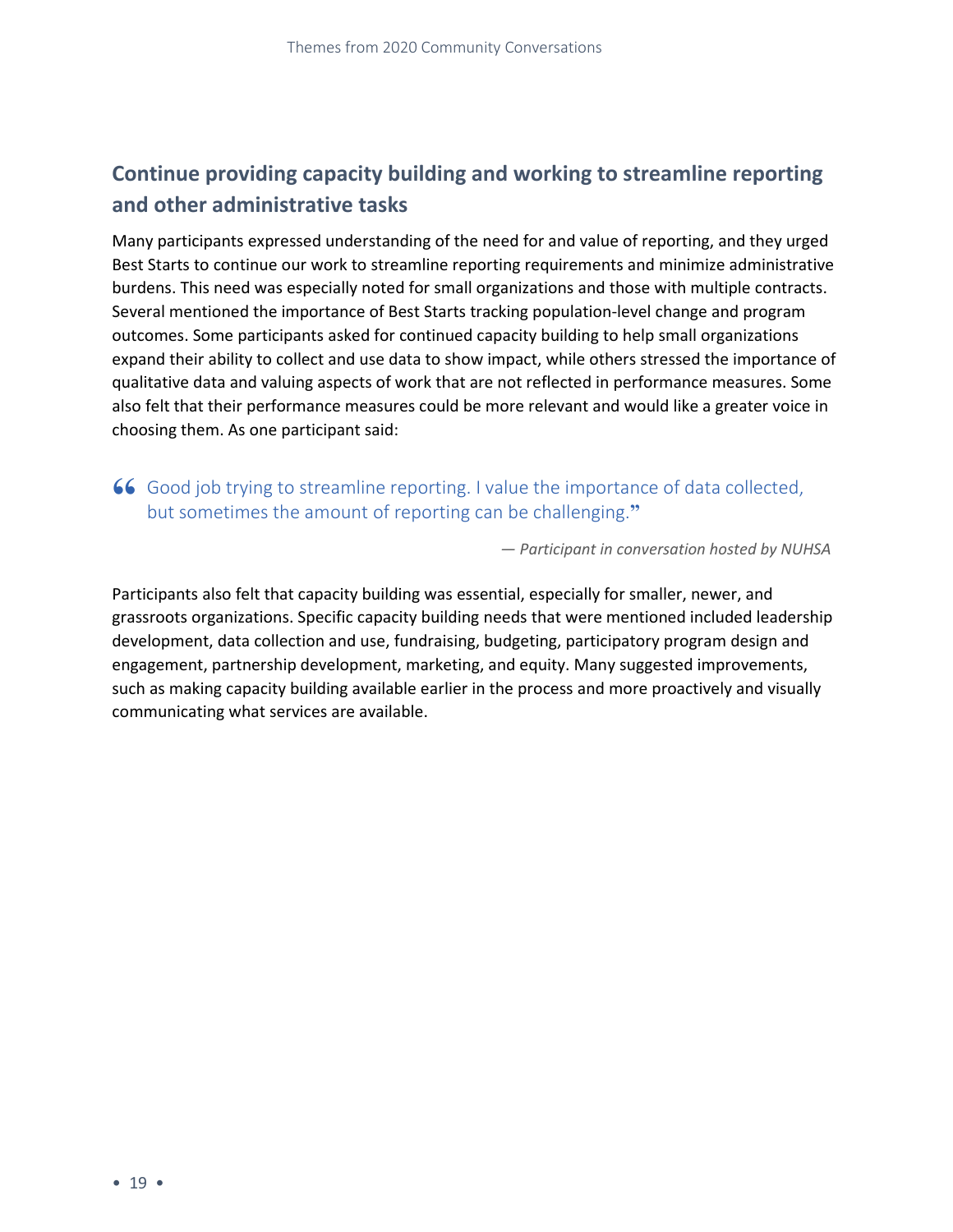## Continue providing capacity building and working to streamline reporting and other administrative tasks

Many participants expressed understanding of the need for and value of reporting, and they urged Best Starts to continue our work to streamline reporting requirements and minimize administrative burdens. This need was especially noted for small organizations and those with multiple contracts. Several mentioned the importance of Best Starts tracking population-level change and program outcomes. Some participants asked for continued capacity building to help small organizations expand their ability to collect and use data to show impact, while others stressed the importance of qualitative data and valuing aspects of work that are not reflected in performance measures. Some also felt that their performance measures could be more relevant and would like a greater voice in choosing them. As one participant said:

> “Good job trying to streamline reporting. I value the importance of data collected, but sometimes the amount of reporting can be challenging.”
>
> *— Participant in conversation hosted by NUHSA*

Participants also felt that capacity building was essential, especially for smaller, newer, and grassroots organizations. Specific capacity building needs that were mentioned included leadership development, data collection and use, fundraising, budgeting, participatory program design and engagement, partnership development, marketing, and equity. Many suggested improvements, such as making capacity building available earlier in the process and more proactively and visually communicating what services are available.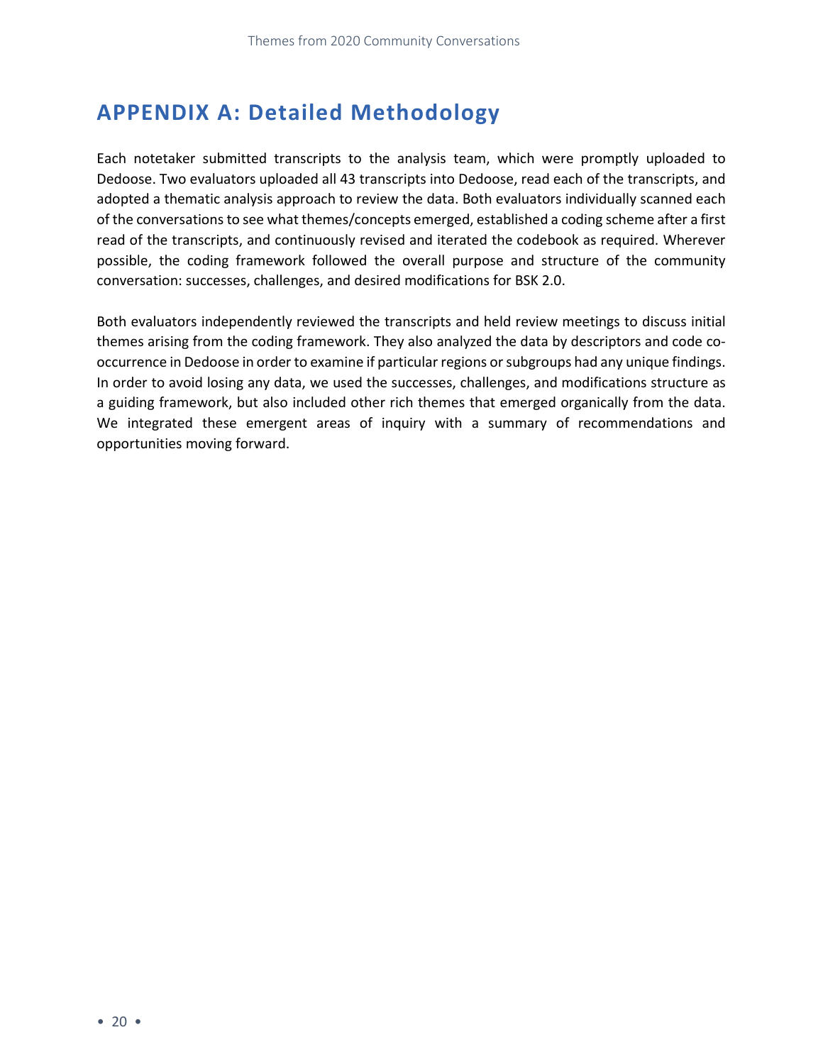# APPENDIX A: Detailed Methodology

Each notetaker submitted transcripts to the analysis team, which were promptly uploaded to Dedoose. Two evaluators uploaded all 43 transcripts into Dedoose, read each of the transcripts, and adopted a thematic analysis approach to review the data. Both evaluators individually scanned each of the conversations to see what themes/concepts emerged, established a coding scheme after a first read of the transcripts, and continuously revised and iterated the codebook as required. Wherever possible, the coding framework followed the overall purpose and structure of the community conversation: successes, challenges, and desired modifications for BSK 2.0.

Both evaluators independently reviewed the transcripts and held review meetings to discuss initial themes arising from the coding framework. They also analyzed the data by descriptors and code co-occurrence in Dedoose in order to examine if particular regions or subgroups had any unique findings. In order to avoid losing any data, we used the successes, challenges, and modifications structure as a guiding framework, but also included other rich themes that emerged organically from the data. We integrated these emergent areas of inquiry with a summary of recommendations and opportunities moving forward.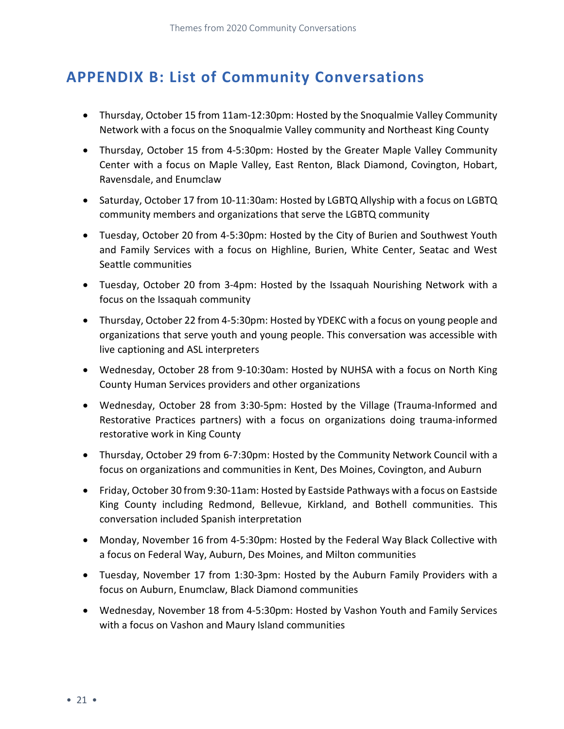## APPENDIX B: List of Community Conversations

- Thursday, October 15 from 11am-12:30pm: Hosted by the Snoqualmie Valley Community Network with a focus on the Snoqualmie Valley community and Northeast King County
- Thursday, October 15 from 4-5:30pm: Hosted by the Greater Maple Valley Community Center with a focus on Maple Valley, East Renton, Black Diamond, Covington, Hobart, Ravensdale, and Enumclaw
- Saturday, October 17 from 10-11:30am: Hosted by LGBTQ Allyship with a focus on LGBTQ community members and organizations that serve the LGBTQ community
- Tuesday, October 20 from 4-5:30pm: Hosted by the City of Burien and Southwest Youth and Family Services with a focus on Highline, Burien, White Center, Seatac and West Seattle communities
- Tuesday, October 20 from 3-4pm: Hosted by the Issaquah Nourishing Network with a focus on the Issaquah community
- Thursday, October 22 from 4-5:30pm: Hosted by YDEKC with a focus on young people and organizations that serve youth and young people. This conversation was accessible with live captioning and ASL interpreters
- Wednesday, October 28 from 9-10:30am: Hosted by NUHSA with a focus on North King County Human Services providers and other organizations
- Wednesday, October 28 from 3:30-5pm: Hosted by the Village (Trauma-Informed and Restorative Practices partners) with a focus on organizations doing trauma-informed restorative work in King County
- Thursday, October 29 from 6-7:30pm: Hosted by the Community Network Council with a focus on organizations and communities in Kent, Des Moines, Covington, and Auburn
- Friday, October 30 from 9:30-11am: Hosted by Eastside Pathways with a focus on Eastside King County including Redmond, Bellevue, Kirkland, and Bothell communities. This conversation included Spanish interpretation
- Monday, November 16 from 4-5:30pm: Hosted by the Federal Way Black Collective with a focus on Federal Way, Auburn, Des Moines, and Milton communities
- Tuesday, November 17 from 1:30-3pm: Hosted by the Auburn Family Providers with a focus on Auburn, Enumclaw, Black Diamond communities
- Wednesday, November 18 from 4-5:30pm: Hosted by Vashon Youth and Family Services with a focus on Vashon and Maury Island communities